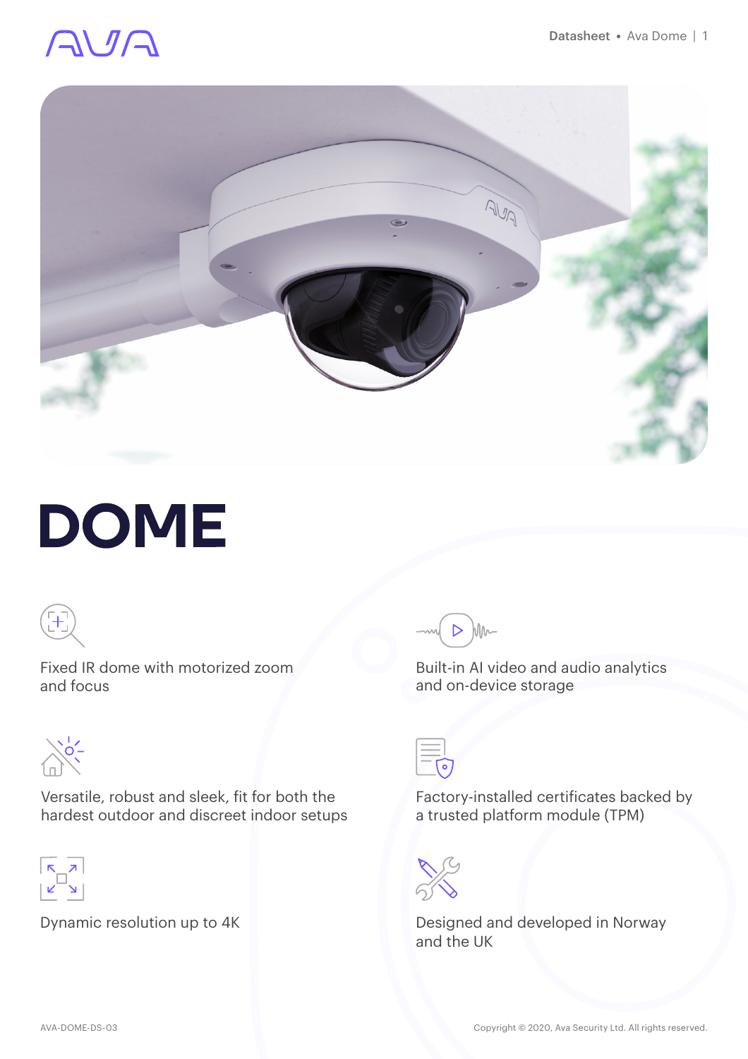# DOME

Fixed IR dome with motorized zoom and focus

Built-in AI video and audio analytics and on-device storage

Versatile, robust and sleek, fit for both the hardest outdoor and discreet indoor setups

Factory-installed certificates backed by a trusted platform module (TPM)

Dynamic resolution up to 4K

Designed and developed in Norway and the UK

AVA-DOME-DS-03

Copyright © 2020, Ava Security Ltd. All rights reserved.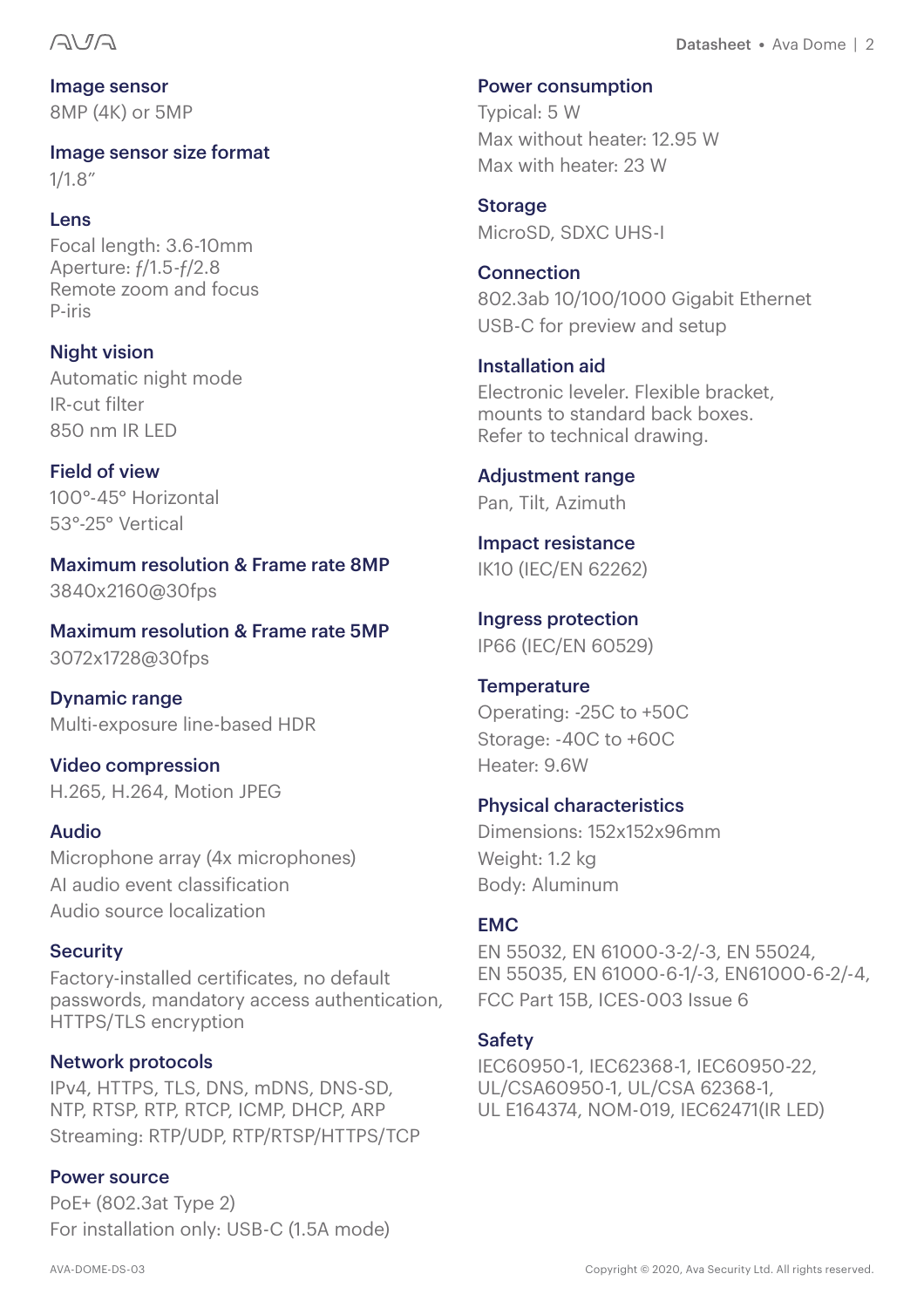**Image sensor**
8MP (4K) or 5MP

**Image sensor size format**
1/1.8"

**Lens**
Focal length: 3.6-10mm
Aperture: ƒ/1.5-ƒ/2.8
Remote zoom and focus
P-iris

**Night vision**
Automatic night mode
IR-cut filter
850 nm IR LED

**Field of view**
100°-45° Horizontal
53°-25° Vertical

**Maximum resolution & Frame rate 8MP**
3840x2160@30fps

**Maximum resolution & Frame rate 5MP**
3072x1728@30fps

**Dynamic range**
Multi-exposure line-based HDR

**Video compression**
H.265, H.264, Motion JPEG

**Audio**
Microphone array (4x microphones)
AI audio event classification
Audio source localization

**Security**
Factory-installed certificates, no default passwords, mandatory access authentication, HTTPS/TLS encryption

**Network protocols**
IPv4, HTTPS, TLS, DNS, mDNS, DNS-SD, NTP, RTSP, RTP, RTCP, ICMP, DHCP, ARP
Streaming: RTP/UDP, RTP/RTSP/HTTPS/TCP

**Power source**
PoE+ (802.3at Type 2)
For installation only: USB-C (1.5A mode)

**Power consumption**
Typical: 5 W
Max without heater: 12.95 W
Max with heater: 23 W

**Storage**
MicroSD, SDXC UHS-I

**Connection**
802.3ab 10/100/1000 Gigabit Ethernet
USB-C for preview and setup

**Installation aid**
Electronic leveler. Flexible bracket, mounts to standard back boxes.
Refer to technical drawing.

**Adjustment range**
Pan, Tilt, Azimuth

**Impact resistance**
IK10 (IEC/EN 62262)

**Ingress protection**
IP66 (IEC/EN 60529)

**Temperature**
Operating: -25C to +50C
Storage: -40C to +60C
Heater: 9.6W

**Physical characteristics**
Dimensions: 152x152x96mm
Weight: 1.2 kg
Body: Aluminum

**EMC**
EN 55032, EN 61000-3-2/-3, EN 55024, EN 55035, EN 61000-6-1/-3, EN61000-6-2/-4, FCC Part 15B, ICES-003 Issue 6

**Safety**
IEC60950-1, IEC62368-1, IEC60950-22, UL/CSA60950-1, UL/CSA 62368-1, UL E164374, NOM-019, IEC62471(IR LED)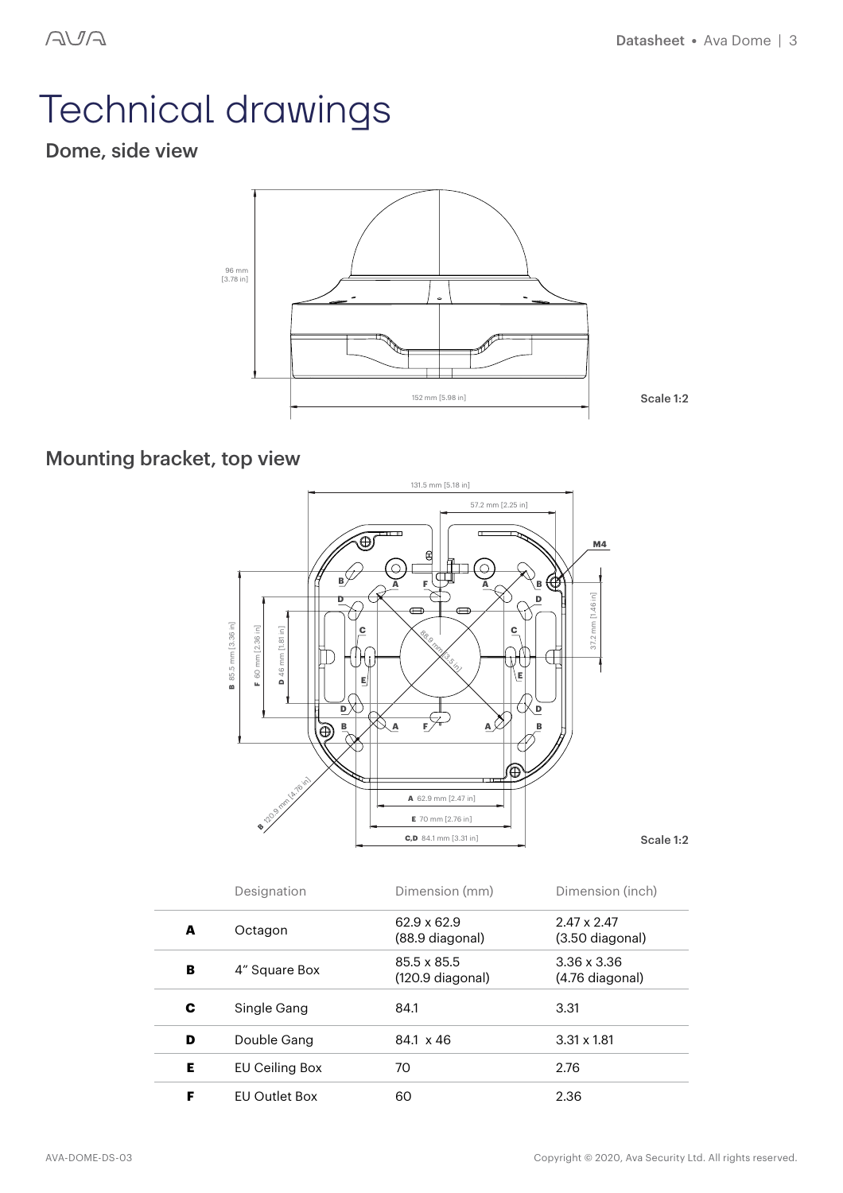# Technical drawings

## Dome, side view

Scale 1:2

## Mounting bracket, top view

Scale 1:2

| | Designation | Dimension (mm) | Dimension (inch) |
|---|---|---|---|
| **A** | Octagon | 62.9 x 62.9 (88.9 diagonal) | 2.47 x 2.47 (3.50 diagonal) |
| **B** | 4" Square Box | 85.5 x 85.5 (120.9 diagonal) | 3.36 x 3.36 (4.76 diagonal) |
| **C** | Single Gang | 84.1 | 3.31 |
| **D** | Double Gang | 84.1 x 46 | 3.31 x 1.81 |
| **E** | EU Ceiling Box | 70 | 2.76 |
| **F** | EU Outlet Box | 60 | 2.36 |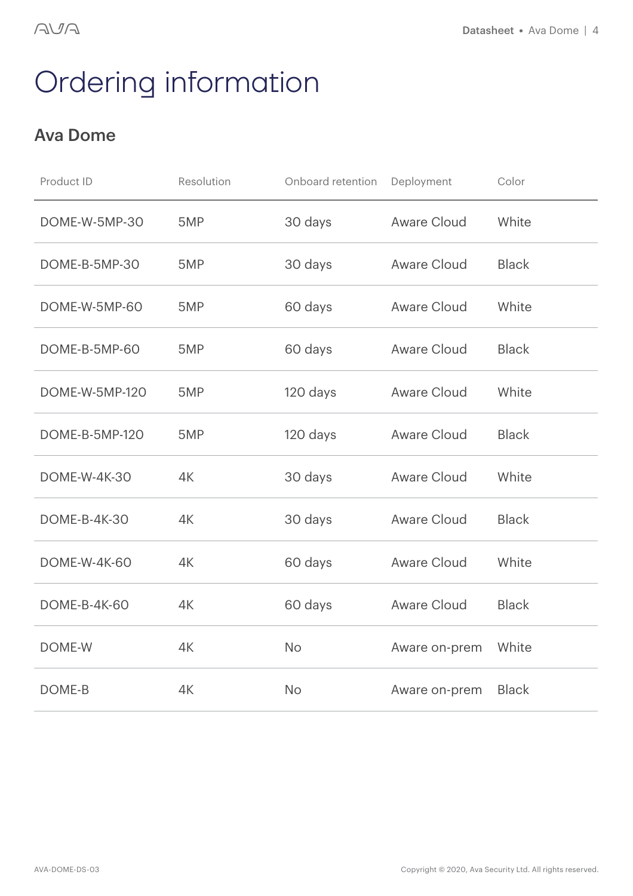# Ordering information

## Ava Dome

| Product ID | Resolution | Onboard retention | Deployment | Color |
|---|---|---|---|---|
| DOME-W-5MP-30 | 5MP | 30 days | Aware Cloud | White |
| DOME-B-5MP-30 | 5MP | 30 days | Aware Cloud | Black |
| DOME-W-5MP-60 | 5MP | 60 days | Aware Cloud | White |
| DOME-B-5MP-60 | 5MP | 60 days | Aware Cloud | Black |
| DOME-W-5MP-120 | 5MP | 120 days | Aware Cloud | White |
| DOME-B-5MP-120 | 5MP | 120 days | Aware Cloud | Black |
| DOME-W-4K-30 | 4K | 30 days | Aware Cloud | White |
| DOME-B-4K-30 | 4K | 30 days | Aware Cloud | Black |
| DOME-W-4K-60 | 4K | 60 days | Aware Cloud | White |
| DOME-B-4K-60 | 4K | 60 days | Aware Cloud | Black |
| DOME-W | 4K | No | Aware on-prem | White |
| DOME-B | 4K | No | Aware on-prem | Black |

AVA-DOME-DS-03

Copyright © 2020, Ava Security Ltd. All rights reserved.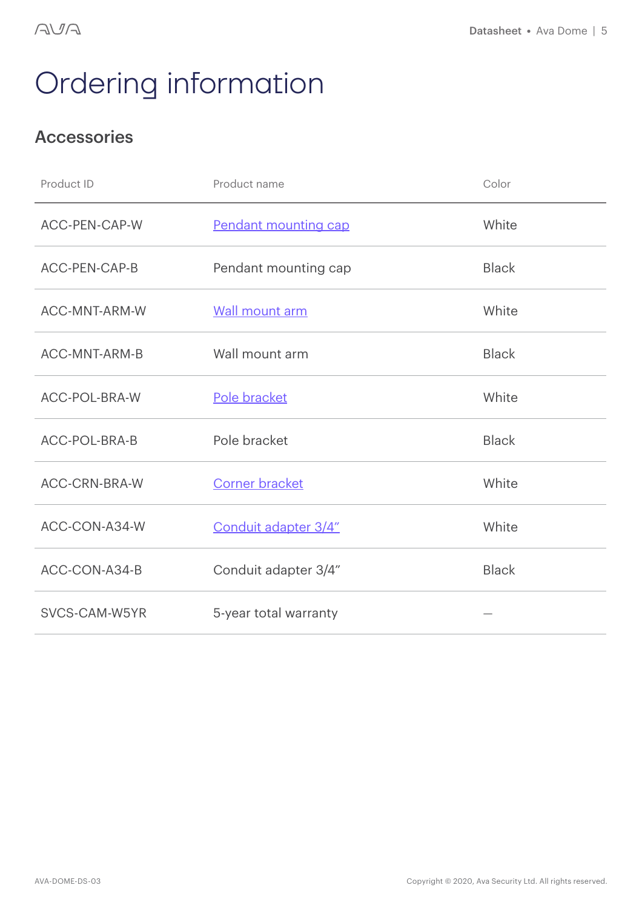# Ordering information

## Accessories

| Product ID | Product name | Color |
|---|---|---|
| ACC-PEN-CAP-W | Pendant mounting cap | White |
| ACC-PEN-CAP-B | Pendant mounting cap | Black |
| ACC-MNT-ARM-W | Wall mount arm | White |
| ACC-MNT-ARM-B | Wall mount arm | Black |
| ACC-POL-BRA-W | Pole bracket | White |
| ACC-POL-BRA-B | Pole bracket | Black |
| ACC-CRN-BRA-W | Corner bracket | White |
| ACC-CON-A34-W | Conduit adapter 3/4" | White |
| ACC-CON-A34-B | Conduit adapter 3/4" | Black |
| SVCS-CAM-W5YR | 5-year total warranty | — |